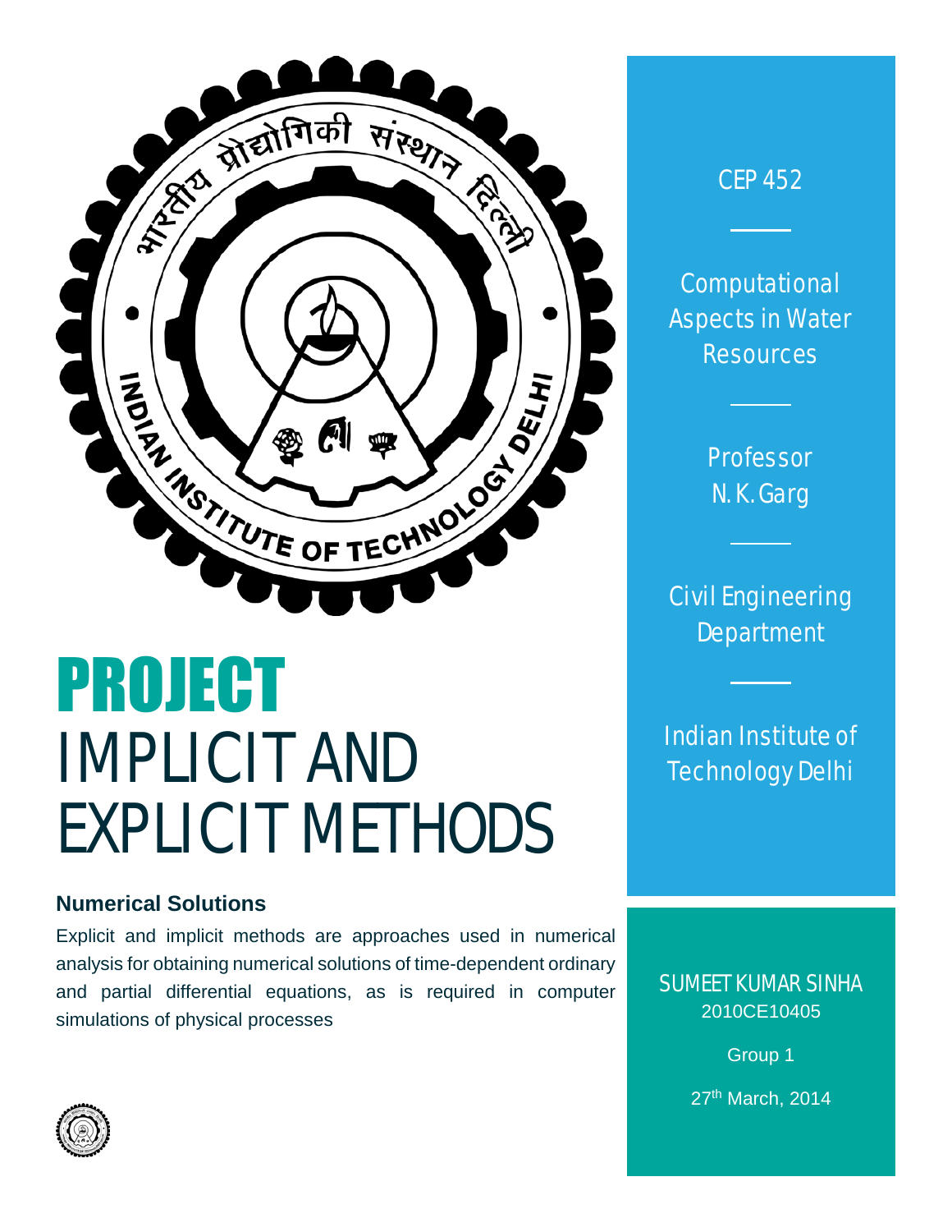# PROJECT

# IMPLICIT AND EXPLICIT METHODS

## Numerical Solutions

Explicit and implicit methods are approaches used in numerical analysis for obtaining numerical solutions of time-dependent ordinary and partial differential equations, as is required in computer simulations of physical processes

CEP 452

Computational Aspects in Water Resources

Professor N. K. Garg

Civil Engineering Department

Indian Institute of Technology Delhi

SUMEET KUMAR SINHA
2010CE10405

Group 1

27th March, 2014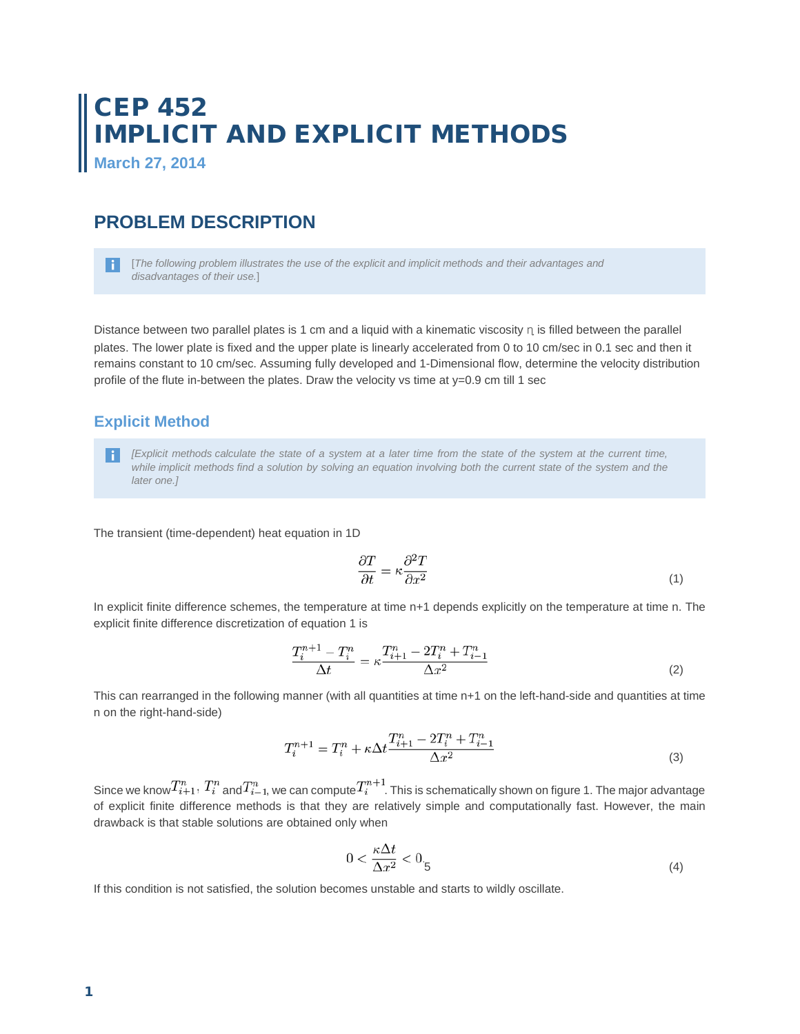# CEP 452
# IMPLICIT AND EXPLICIT METHODS

March 27, 2014

## PROBLEM DESCRIPTION

[*The following problem illustrates the use of the explicit and implicit methods and their advantages and disadvantages of their use.*]

Distance between two parallel plates is 1 cm and a liquid with a kinematic viscosity η is filled between the parallel plates. The lower plate is fixed and the upper plate is linearly accelerated from 0 to 10 cm/sec in 0.1 sec and then it remains constant to 10 cm/sec. Assuming fully developed and 1-Dimensional flow, determine the velocity distribution profile of the flute in-between the plates. Draw the velocity vs time at y=0.9 cm till 1 sec

### Explicit Method

*[Explicit methods calculate the state of a system at a later time from the state of the system at the current time, while implicit methods find a solution by solving an equation involving both the current state of the system and the later one.]*

The transient (time-dependent) heat equation in 1D

$$\frac{\partial T}{\partial t} = \kappa \frac{\partial^2 T}{\partial x^2} \tag{1}$$

In explicit finite difference schemes, the temperature at time n+1 depends explicitly on the temperature at time n. The explicit finite difference discretization of equation 1 is

$$\frac{T_i^{n+1} - T_i^n}{\Delta t} = \kappa \frac{T_{i+1}^n - 2T_i^n + T_{i-1}^n}{\Delta x^2} \tag{2}$$

This can rearranged in the following manner (with all quantities at time n+1 on the left-hand-side and quantities at time n on the right-hand-side)

$$T_i^{n+1} = T_i^n + \kappa \Delta t \frac{T_{i+1}^n - 2T_i^n + T_{i-1}^n}{\Delta x^2} \tag{3}$$

Since we know $T_{i+1}^n$, $T_i^n$ and $T_{i-1}^n$, we can compute $T_i^{n+1}$. This is schematically shown on figure 1. The major advantage of explicit finite difference methods is that they are relatively simple and computationally fast. However, the main drawback is that stable solutions are obtained only when

$$0 < \frac{\kappa \Delta t}{\Delta x^2} < 0.5 \tag{4}$$

If this condition is not satisfied, the solution becomes unstable and starts to wildly oscillate.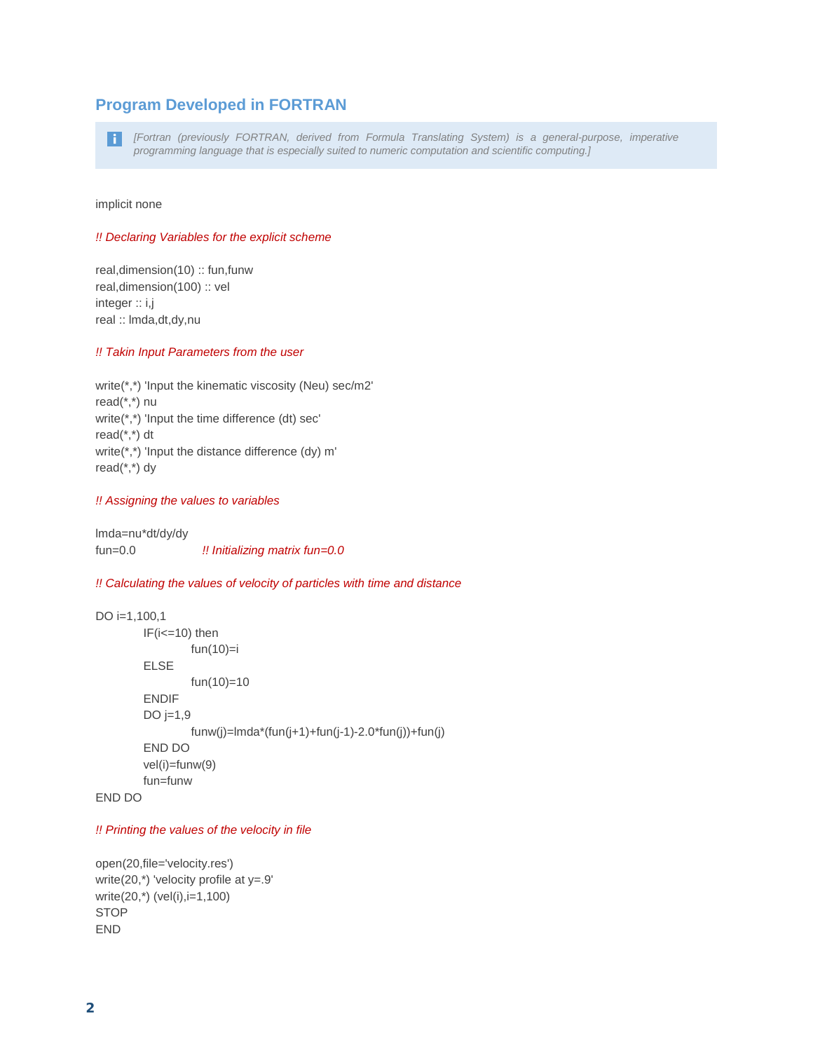## Program Developed in FORTRAN

> *[Fortran (previously FORTRAN, derived from Formula Translating System) is a general-purpose, imperative programming language that is especially suited to numeric computation and scientific computing.]*

```
implicit none

!! Declaring Variables for the explicit scheme

real,dimension(10) :: fun,funw
real,dimension(100) :: vel
integer :: i,j
real :: lmda,dt,dy,nu

!! Takin Input Parameters from the user

write(*,*) 'Input the kinematic viscosity (Neu) sec/m2'
read(*,*) nu
write(*,*) 'Input the time difference (dt) sec'
read(*,*) dt
write(*,*) 'Input the distance difference (dy) m'
read(*,*) dy

!! Assigning the values to variables

lmda=nu*dt/dy/dy
fun=0.0              !! Initializing matrix fun=0.0

!! Calculating the values of velocity of particles with time and distance

DO i=1,100,1
        IF(i<=10) then
                fun(10)=i
        ELSE
                fun(10)=10
        ENDIF
        DO j=1,9
                funw(j)=lmda*(fun(j+1)+fun(j-1)-2.0*fun(j))+fun(j)
        END DO
        vel(i)=funw(9)
        fun=funw
END DO

!! Printing the values of the velocity in file

open(20,file='velocity.res')
write(20,*) 'velocity profile at y=.9'
write(20,*) (vel(i),i=1,100)
STOP
END
```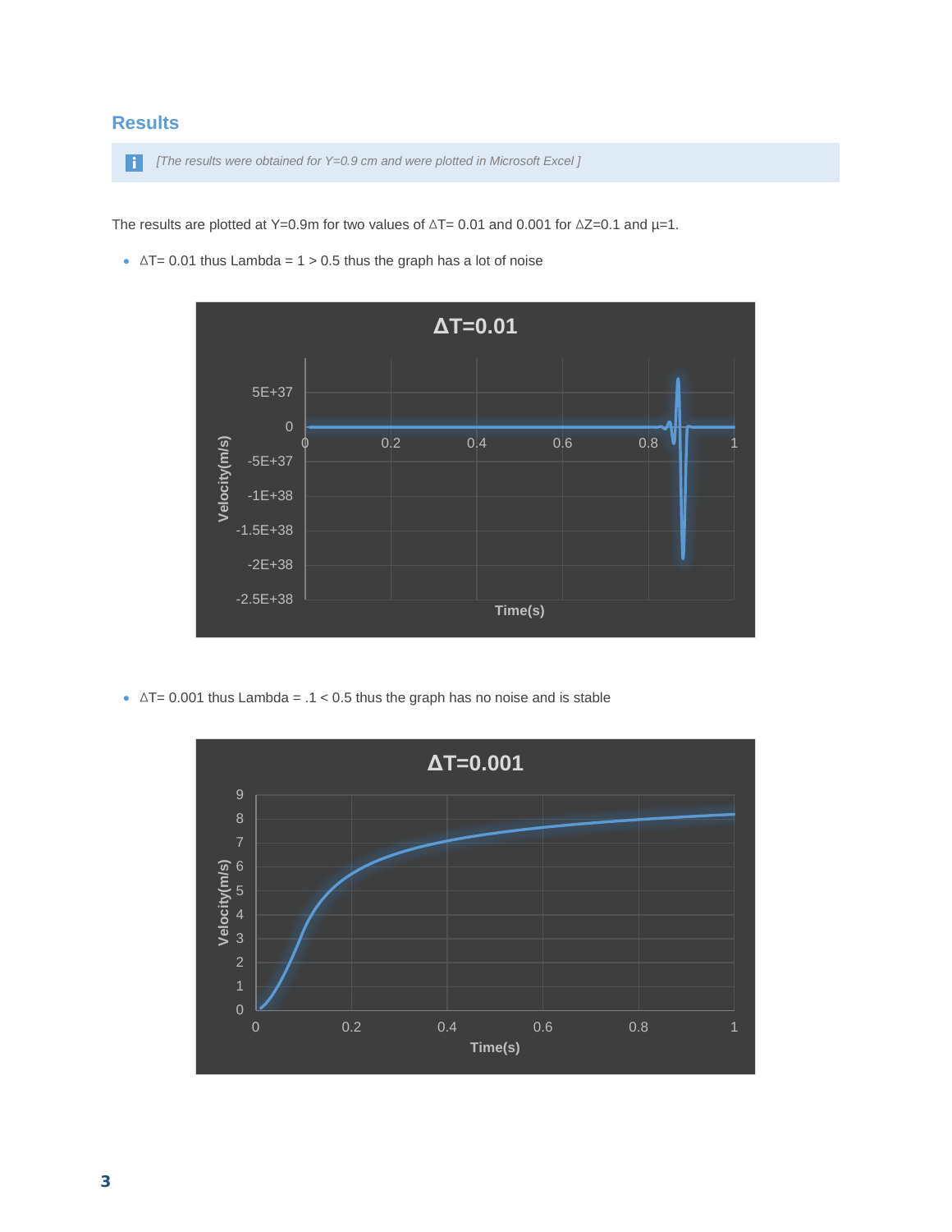## Results

*[The results were obtained for Y=0.9 cm and were plotted in Microsoft Excel ]*

The results are plotted at Y=0.9m for two values of $\Delta T$= 0.01 and 0.001 for $\Delta Z$=0.1 and $\mu$=1.

- $\Delta T$= 0.01 thus Lambda = 1 > 0.5 thus the graph has a lot of noise

- $\Delta T$= 0.001 thus Lambda = .1 < 0.5 thus the graph has no noise and is stable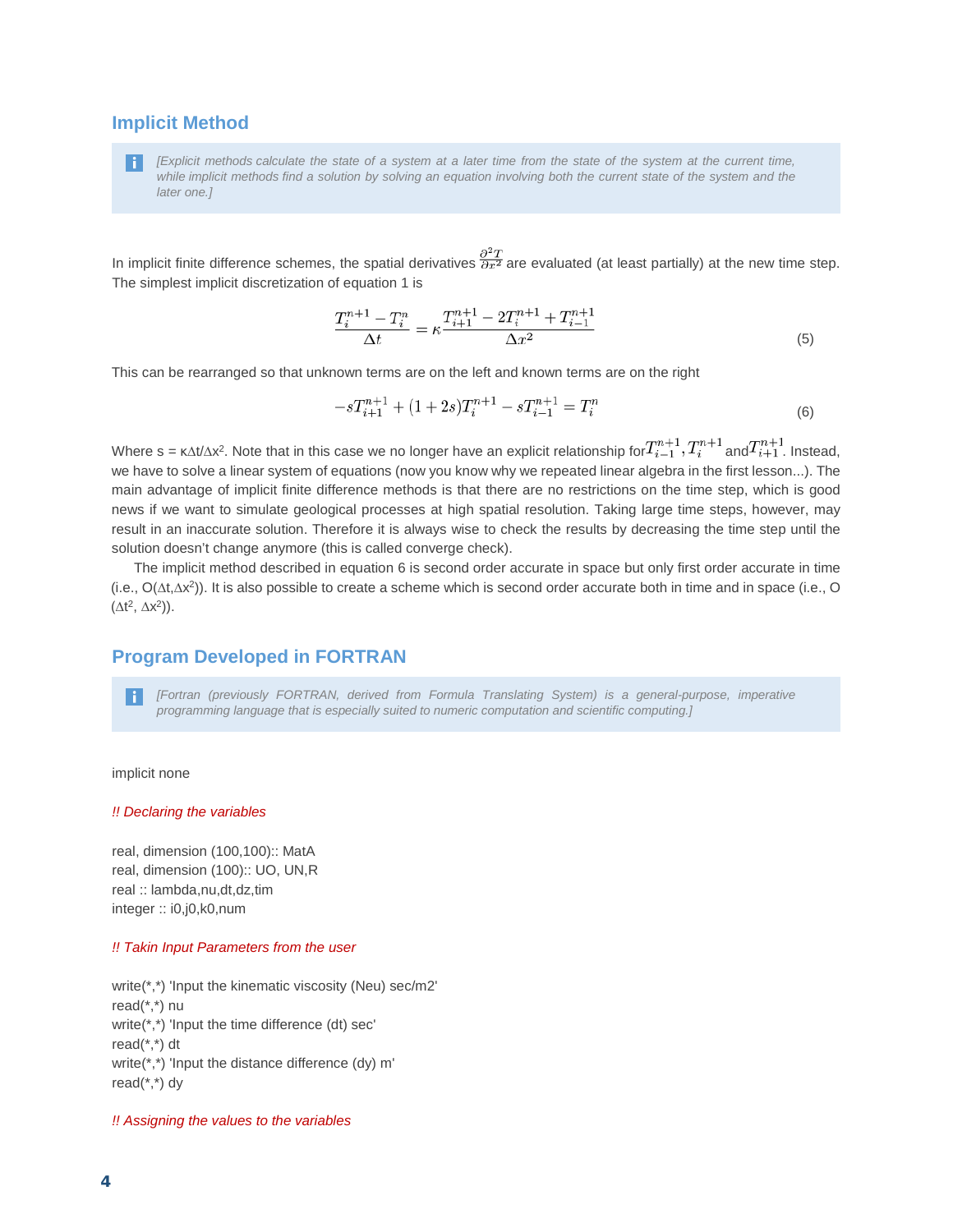## Implicit Method

> [Explicit methods calculate the state of a system at a later time from the state of the system at the current time, while implicit methods find a solution by solving an equation involving both the current state of the system and the later one.]

In implicit finite difference schemes, the spatial derivatives $\frac{\partial^2 T}{\partial x^2}$ are evaluated (at least partially) at the new time step. The simplest implicit discretization of equation 1 is

$$\frac{T_i^{n+1} - T_i^n}{\Delta t} = \kappa \frac{T_{i+1}^{n+1} - 2T_i^{n+1} + T_{i-1}^{n+1}}{\Delta x^2} \tag{5}$$

This can be rearranged so that unknown terms are on the left and known terms are on the right

$$-sT_{i+1}^{n+1} + (1 + 2s)T_i^{n+1} - sT_{i-1}^{n+1} = T_i^n \tag{6}$$

Where s = $\kappa\Delta t/\Delta x^2$. Note that in this case we no longer have an explicit relationship for $T_{i-1}^{n+1}$, $T_i^{n+1}$ and $T_{i+1}^{n+1}$. Instead, we have to solve a linear system of equations (now you know why we repeated linear algebra in the first lesson...). The main advantage of implicit finite difference methods is that there are no restrictions on the time step, which is good news if we want to simulate geological processes at high spatial resolution. Taking large time steps, however, may result in an inaccurate solution. Therefore it is always wise to check the results by decreasing the time step until the solution doesn't change anymore (this is called converge check).

The implicit method described in equation 6 is second order accurate in space but only first order accurate in time (i.e., $O(\Delta t, \Delta x^2)$). It is also possible to create a scheme which is second order accurate both in time and in space (i.e., $O(\Delta t^2, \Delta x^2)$).

## Program Developed in FORTRAN

> [Fortran (previously FORTRAN, derived from Formula Translating System) is a general-purpose, imperative programming language that is especially suited to numeric computation and scientific computing.]

```
implicit none

!! Declaring the variables

real, dimension (100,100):: MatA
real, dimension (100):: UO, UN,R
real :: lambda,nu,dt,dz,tim
integer :: i0,j0,k0,num

!! Takin Input Parameters from the user

write(*,*) 'Input the kinematic viscosity (Neu) sec/m2'
read(*,*) nu
write(*,*) 'Input the time difference (dt) sec'
read(*,*) dt
write(*,*) 'Input the distance difference (dy) m'
read(*,*) dy

!! Assigning the values to the variables
```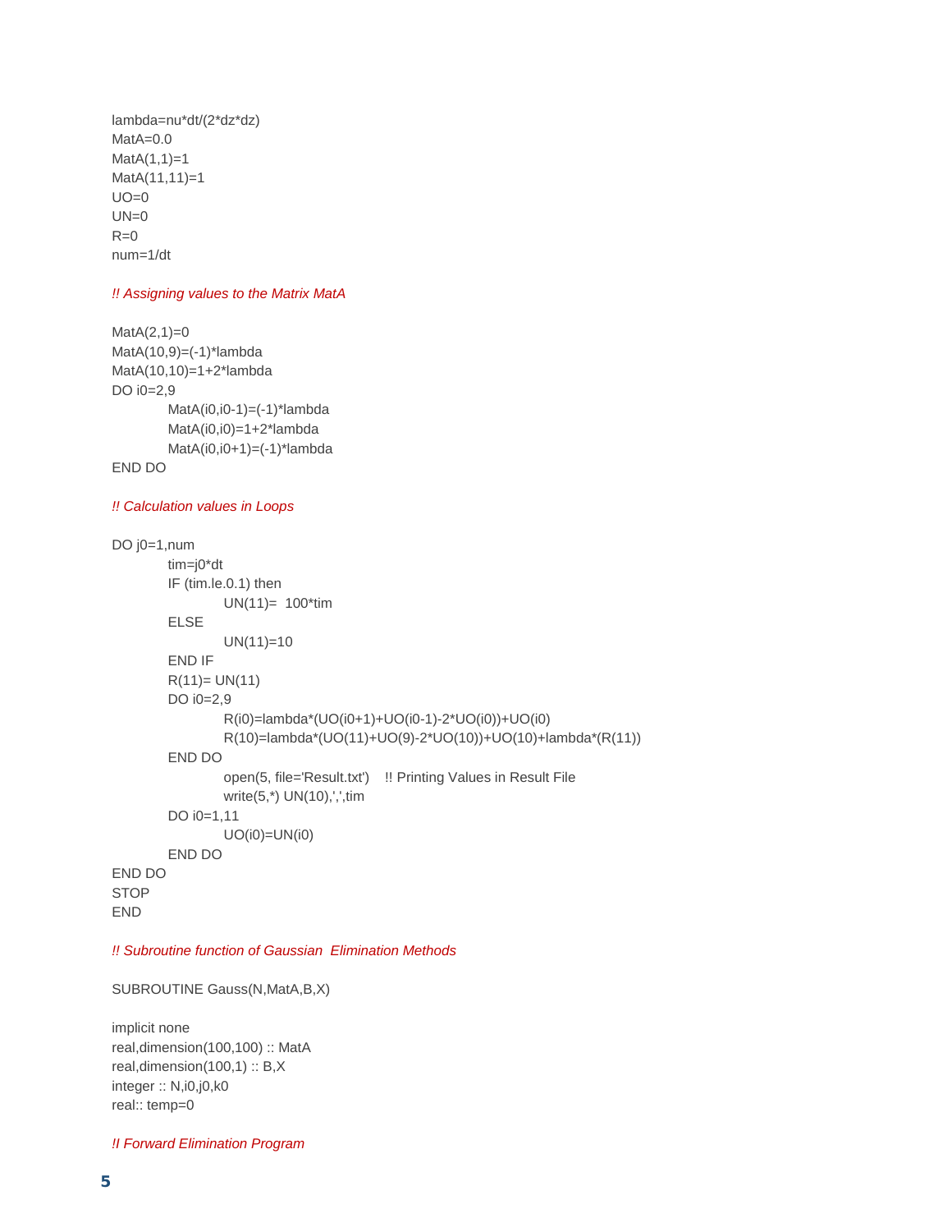```
lambda=nu*dt/(2*dz*dz)
MatA=0.0
MatA(1,1)=1
MatA(11,11)=1
UO=0
UN=0
R=0
num=1/dt
```

*!! Assigning values to the Matrix MatA*

```
MatA(2,1)=0
MatA(10,9)=(-1)*lambda
MatA(10,10)=1+2*lambda
DO i0=2,9
        MatA(i0,i0-1)=(-1)*lambda
        MatA(i0,i0)=1+2*lambda
        MatA(i0,i0+1)=(-1)*lambda
END DO
```

*!! Calculation values in Loops*

```
DO j0=1,num
        tim=j0*dt
        IF (tim.le.0.1) then
                UN(11)=  100*tim
        ELSE
                UN(11)=10
        END IF
        R(11)= UN(11)
        DO i0=2,9
                R(i0)=lambda*(UO(i0+1)+UO(i0-1)-2*UO(i0))+UO(i0)
                R(10)=lambda*(UO(11)+UO(9)-2*UO(10))+UO(10)+lambda*(R(11))
        END DO
                open(5, file='Result.txt')    !! Printing Values in Result File
                write(5,*) UN(10),',',tim
        DO i0=1,11
                UO(i0)=UN(i0)
        END DO
END DO
STOP
END
```

*!! Subroutine function of Gaussian  Elimination Methods*

```
SUBROUTINE Gauss(N,MatA,B,X)

implicit none
real,dimension(100,100) :: MatA
real,dimension(100,1) :: B,X
integer :: N,i0,j0,k0
real:: temp=0
```

*!! Forward Elimination Program*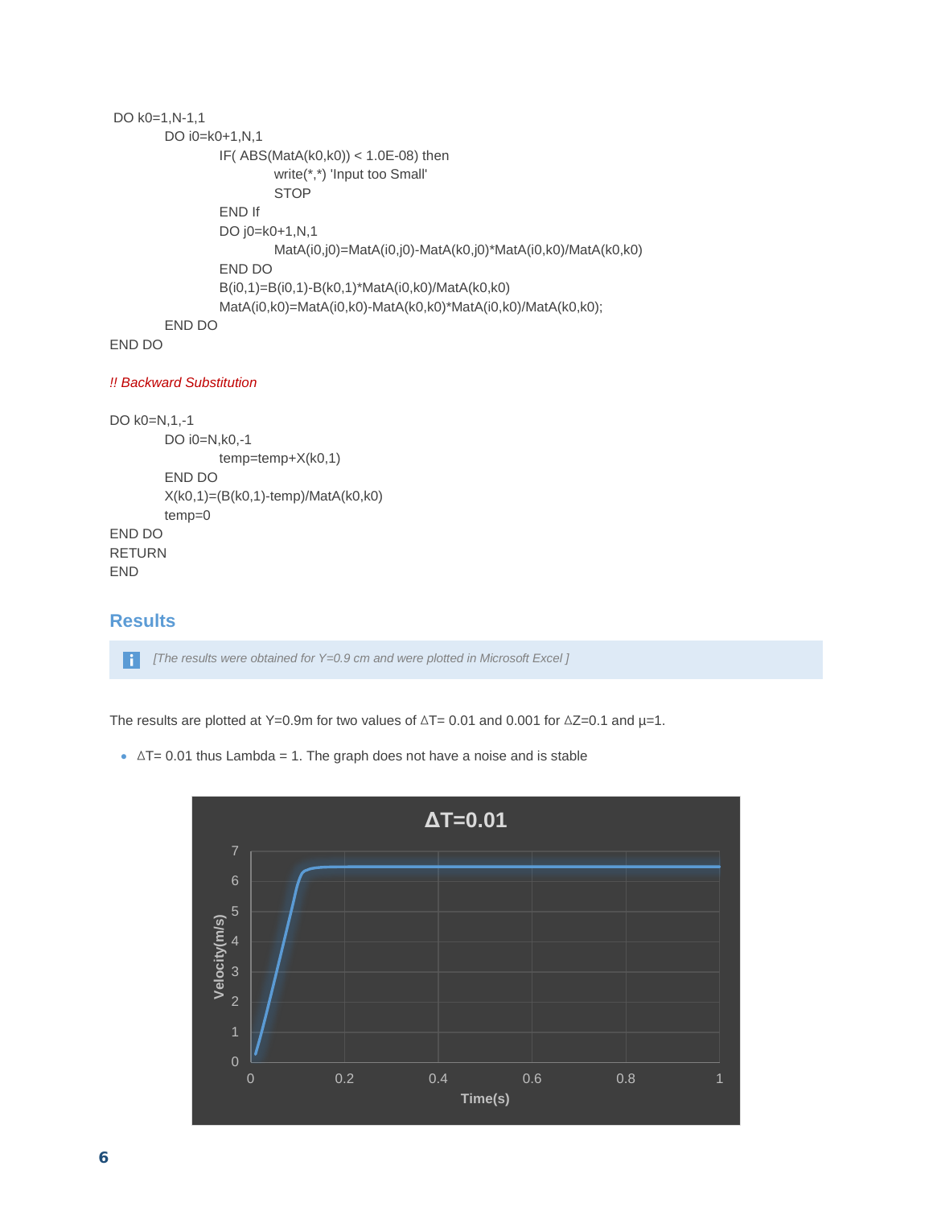```
DO k0=1,N-1,1
        DO i0=k0+1,N,1
                IF( ABS(MatA(k0,k0)) < 1.0E-08) then
                        write(*,*) 'Input too Small'
                        STOP
                END If
                DO j0=k0+1,N,1
                        MatA(i0,j0)=MatA(i0,j0)-MatA(k0,j0)*MatA(i0,k0)/MatA(k0,k0)
                END DO
                B(i0,1)=B(i0,1)-B(k0,1)*MatA(i0,k0)/MatA(k0,k0)
                MatA(i0,k0)=MatA(i0,k0)-MatA(k0,k0)*MatA(i0,k0)/MatA(k0,k0);
        END DO
END DO

!! Backward Substitution

DO k0=N,1,-1
        DO i0=N,k0,-1
                temp=temp+X(k0,1)
        END DO
        X(k0,1)=(B(k0,1)-temp)/MatA(k0,k0)
        temp=0
END DO
RETURN
END
```

## Results

> *[The results were obtained for Y=0.9 cm and were plotted in Microsoft Excel ]*

The results are plotted at Y=0.9m for two values of ΔT= 0.01 and 0.001 for ΔZ=0.1 and μ=1.

- ΔT= 0.01 thus Lambda = 1. The graph does not have a noise and is stable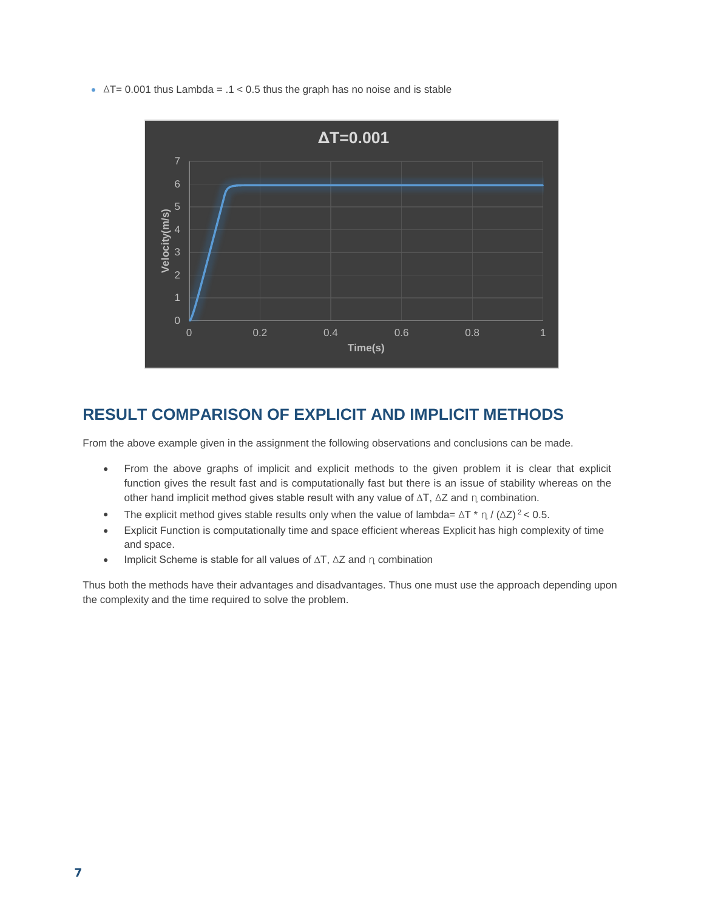- $\Delta T = 0.001$ thus Lambda = .1 < 0.5 thus the graph has no noise and is stable

ΔT=0.001

Velocity(m/s)

7
6
5
4
3
2
1
0

0
0.2
0.4
0.6
0.8
1

Time(s)

## RESULT COMPARISON OF EXPLICIT AND IMPLICIT METHODS

From the above example given in the assignment the following observations and conclusions can be made.

- From the above graphs of implicit and explicit methods to the given problem it is clear that explicit function gives the result fast and is computationally fast but there is an issue of stability whereas on the other hand implicit method gives stable result with any value of $\Delta T$, $\Delta Z$ and $\eta$ combination.
- The explicit method gives stable results only when the value of lambda= $\Delta T * \eta / (\Delta Z)^2 < 0.5$.
- Explicit Function is computationally time and space efficient whereas Explicit has high complexity of time and space.
- Implicit Scheme is stable for all values of $\Delta T$, $\Delta Z$ and $\eta$ combination

Thus both the methods have their advantages and disadvantages. Thus one must use the approach depending upon the complexity and the time required to solve the problem.